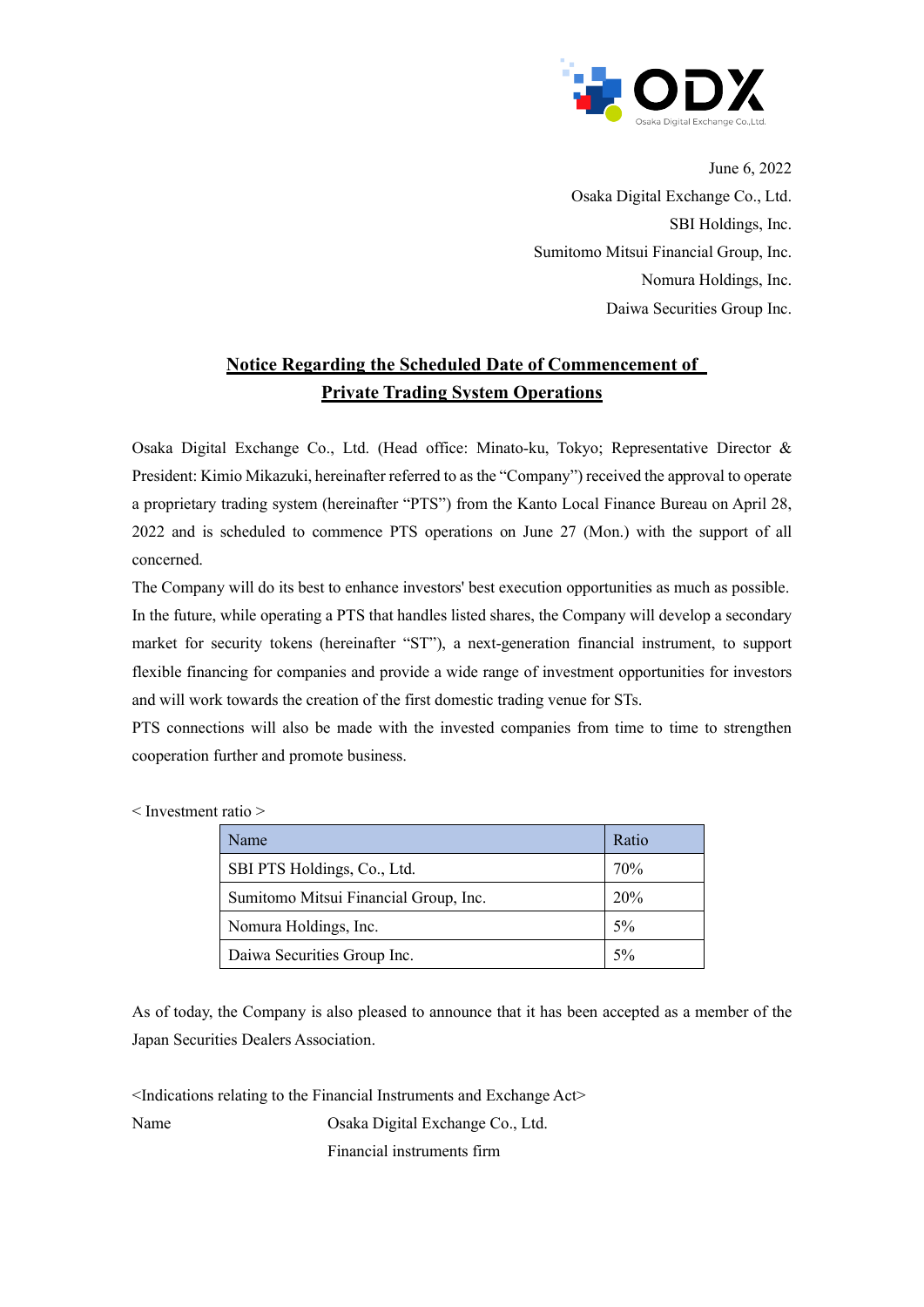June 6, 2022

Osaka Digital Exchange Co., Ltd.

SBI Holdings, Inc.

Sumitomo Mitsui Financial Group, Inc.

Nomura Holdings, Inc.

Daiwa Securities Group Inc.

# Notice Regarding the Scheduled Date of Commencement of Private Trading System Operations

Osaka Digital Exchange Co., Ltd. (Head office: Minato-ku, Tokyo; Representative Director & President: Kimio Mikazuki, hereinafter referred to as the "Company") received the approval to operate a proprietary trading system (hereinafter "PTS") from the Kanto Local Finance Bureau on April 28, 2022 and is scheduled to commence PTS operations on June 27 (Mon.) with the support of all concerned.

The Company will do its best to enhance investors' best execution opportunities as much as possible. In the future, while operating a PTS that handles listed shares, the Company will develop a secondary market for security tokens (hereinafter "ST"), a next-generation financial instrument, to support flexible financing for companies and provide a wide range of investment opportunities for investors and will work towards the creation of the first domestic trading venue for STs.

PTS connections will also be made with the invested companies from time to time to strengthen cooperation further and promote business.

< Investment ratio >

| Name | Ratio |
|---|---|
| SBI PTS Holdings, Co., Ltd. | 70% |
| Sumitomo Mitsui Financial Group, Inc. | 20% |
| Nomura Holdings, Inc. | 5% |
| Daiwa Securities Group Inc. | 5% |

As of today, the Company is also pleased to announce that it has been accepted as a member of the Japan Securities Dealers Association.

<Indications relating to the Financial Instruments and Exchange Act>

| | |
|---|---|
| Name | Osaka Digital Exchange Co., Ltd. |
| | Financial instruments firm |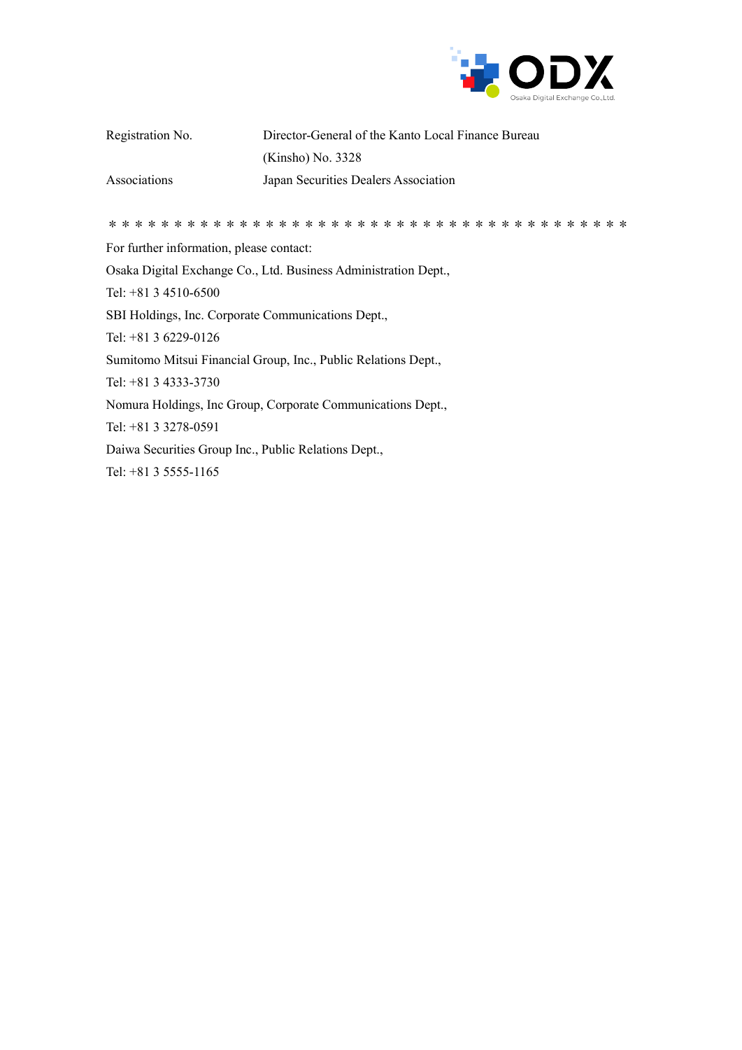| | |
|---|---|
| Registration No. | Director-General of the Kanto Local Finance Bureau (Kinsho) No. 3328 |
| Associations | Japan Securities Dealers Association |

＊＊＊＊＊＊＊＊＊＊＊＊＊＊＊＊＊＊＊＊＊＊＊＊＊＊＊＊＊＊＊＊＊＊＊＊＊＊＊＊

For further information, please contact:

Osaka Digital Exchange Co., Ltd. Business Administration Dept.,

Tel: +81 3 4510-6500

SBI Holdings, Inc. Corporate Communications Dept.,

Tel: +81 3 6229-0126

Sumitomo Mitsui Financial Group, Inc., Public Relations Dept.,

Tel: +81 3 4333-3730

Nomura Holdings, Inc Group, Corporate Communications Dept.,

Tel: +81 3 3278-0591

Daiwa Securities Group Inc., Public Relations Dept.,

Tel: +81 3 5555-1165